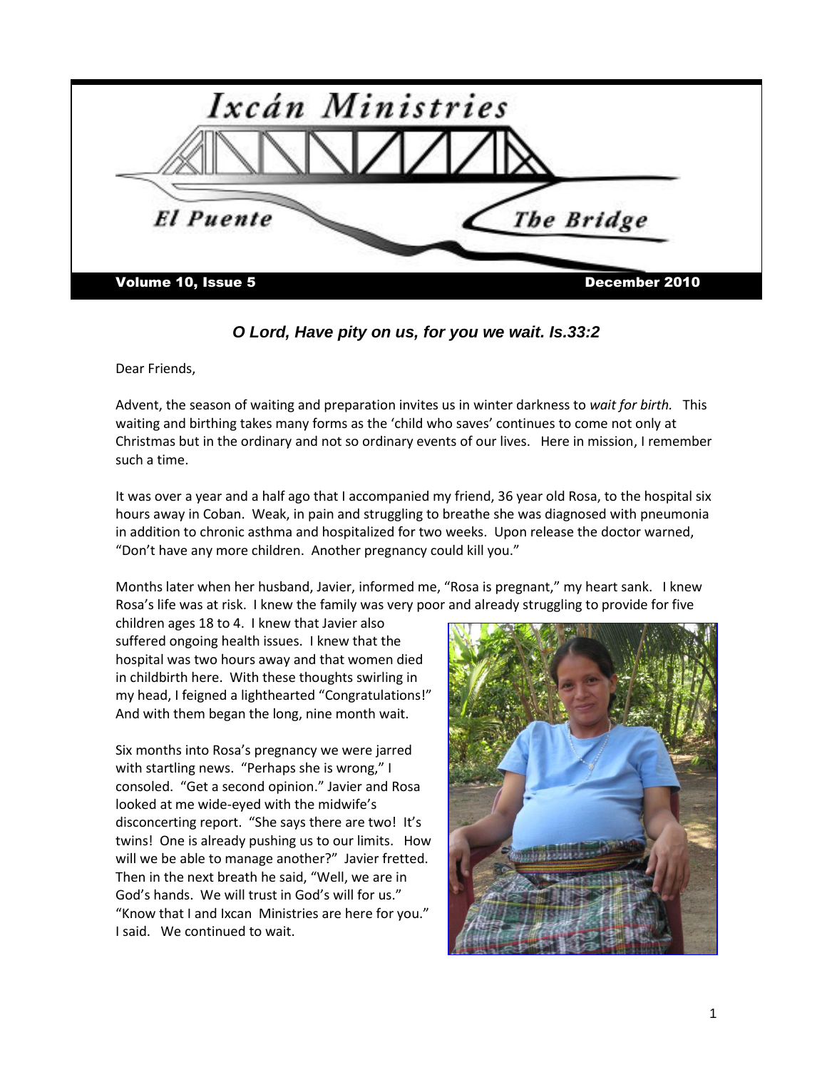# Ixcán Ministries

## El Puente — The Bridge

**Volume 10, Issue 5** — **December 2010**

***O Lord, Have pity on us, for you we wait. Is.33:2***

Dear Friends,

Advent, the season of waiting and preparation invites us in winter darkness to *wait for birth.* This waiting and birthing takes many forms as the 'child who saves' continues to come not only at Christmas but in the ordinary and not so ordinary events of our lives. Here in mission, I remember such a time.

It was over a year and a half ago that I accompanied my friend, 36 year old Rosa, to the hospital six hours away in Coban. Weak, in pain and struggling to breathe she was diagnosed with pneumonia in addition to chronic asthma and hospitalized for two weeks. Upon release the doctor warned, "Don't have any more children. Another pregnancy could kill you."

Months later when her husband, Javier, informed me, "Rosa is pregnant," my heart sank. I knew Rosa's life was at risk. I knew the family was very poor and already struggling to provide for five children ages 18 to 4. I knew that Javier also suffered ongoing health issues. I knew that the hospital was two hours away and that women died in childbirth here. With these thoughts swirling in my head, I feigned a lighthearted "Congratulations!" And with them began the long, nine month wait.

Six months into Rosa's pregnancy we were jarred with startling news. "Perhaps she is wrong," I consoled. "Get a second opinion." Javier and Rosa looked at me wide-eyed with the midwife's disconcerting report. "She says there are two! It's twins! One is already pushing us to our limits. How will we be able to manage another?" Javier fretted. Then in the next breath he said, "Well, we are in God's hands. We will trust in God's will for us." "Know that I and Ixcan Ministries are here for you." I said. We continued to wait.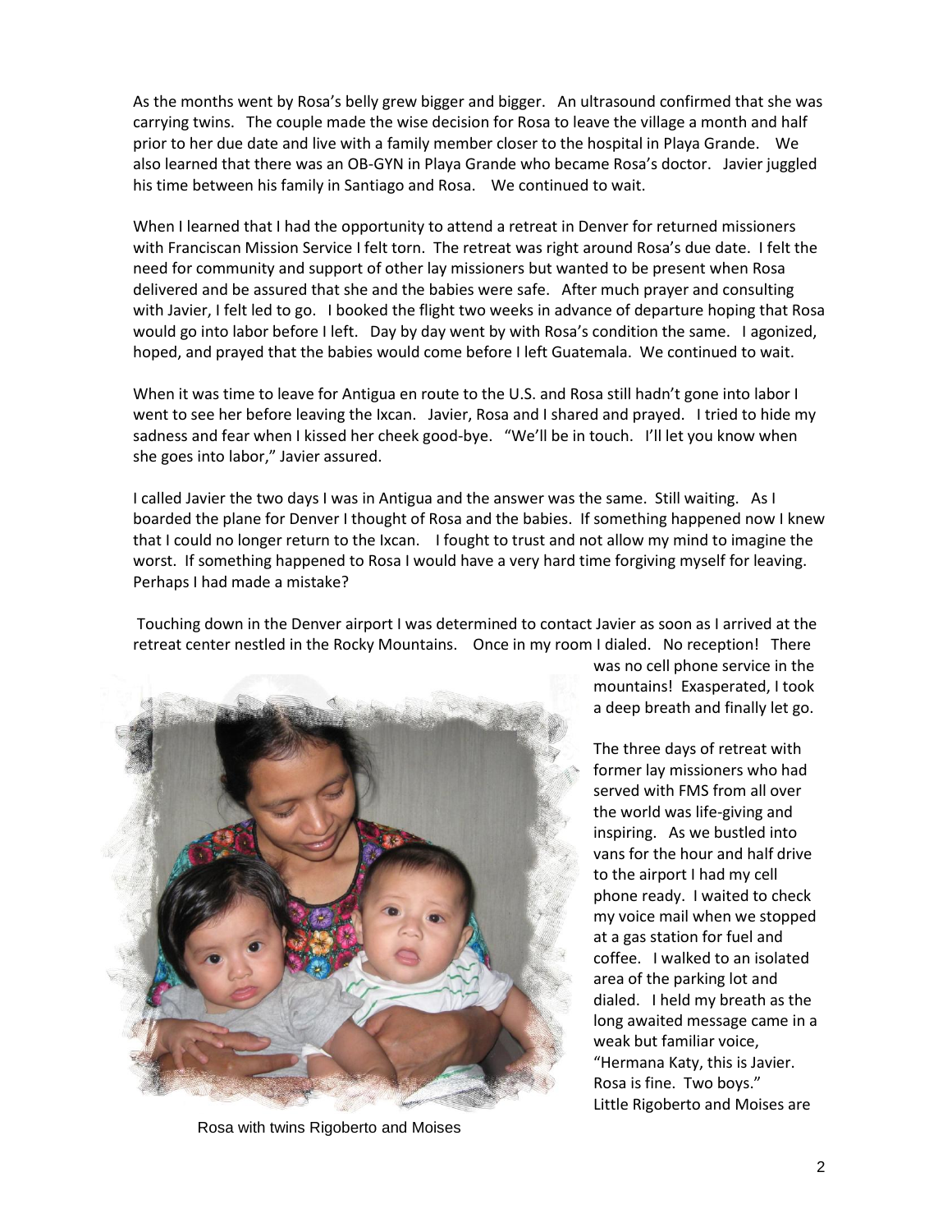As the months went by Rosa's belly grew bigger and bigger. An ultrasound confirmed that she was carrying twins. The couple made the wise decision for Rosa to leave the village a month and half prior to her due date and live with a family member closer to the hospital in Playa Grande. We also learned that there was an OB-GYN in Playa Grande who became Rosa's doctor. Javier juggled his time between his family in Santiago and Rosa. We continued to wait.

When I learned that I had the opportunity to attend a retreat in Denver for returned missioners with Franciscan Mission Service I felt torn. The retreat was right around Rosa's due date. I felt the need for community and support of other lay missioners but wanted to be present when Rosa delivered and be assured that she and the babies were safe. After much prayer and consulting with Javier, I felt led to go. I booked the flight two weeks in advance of departure hoping that Rosa would go into labor before I left. Day by day went by with Rosa's condition the same. I agonized, hoped, and prayed that the babies would come before I left Guatemala. We continued to wait.

When it was time to leave for Antigua en route to the U.S. and Rosa still hadn't gone into labor I went to see her before leaving the Ixcan. Javier, Rosa and I shared and prayed. I tried to hide my sadness and fear when I kissed her cheek good-bye. "We'll be in touch. I'll let you know when she goes into labor," Javier assured.

I called Javier the two days I was in Antigua and the answer was the same. Still waiting. As I boarded the plane for Denver I thought of Rosa and the babies. If something happened now I knew that I could no longer return to the Ixcan. I fought to trust and not allow my mind to imagine the worst. If something happened to Rosa I would have a very hard time forgiving myself for leaving. Perhaps I had made a mistake?

Touching down in the Denver airport I was determined to contact Javier as soon as I arrived at the retreat center nestled in the Rocky Mountains. Once in my room I dialed. No reception! There was no cell phone service in the mountains! Exasperated, I took a deep breath and finally let go.

The three days of retreat with former lay missioners who had served with FMS from all over the world was life-giving and inspiring. As we bustled into vans for the hour and half drive to the airport I had my cell phone ready. I waited to check my voice mail when we stopped at a gas station for fuel and coffee. I walked to an isolated area of the parking lot and dialed. I held my breath as the long awaited message came in a weak but familiar voice, "Hermana Katy, this is Javier. Rosa is fine. Two boys." Little Rigoberto and Moises are

Rosa with twins Rigoberto and Moises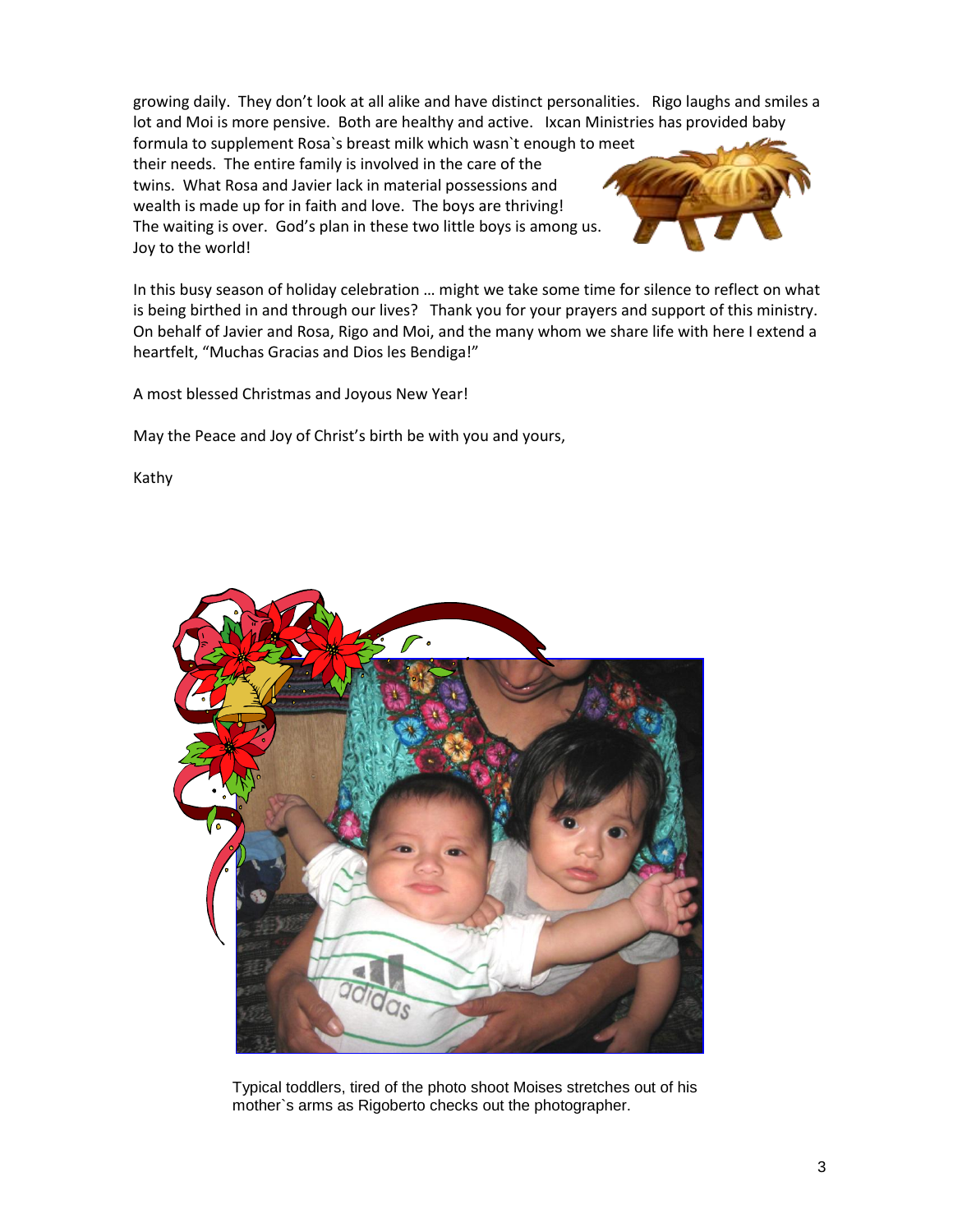growing daily. They don't look at all alike and have distinct personalities. Rigo laughs and smiles a lot and Moi is more pensive. Both are healthy and active. Ixcan Ministries has provided baby formula to supplement Rosa`s breast milk which wasn`t enough to meet their needs. The entire family is involved in the care of the twins. What Rosa and Javier lack in material possessions and wealth is made up for in faith and love. The boys are thriving! The waiting is over. God's plan in these two little boys is among us. Joy to the world!

In this busy season of holiday celebration … might we take some time for silence to reflect on what is being birthed in and through our lives? Thank you for your prayers and support of this ministry. On behalf of Javier and Rosa, Rigo and Moi, and the many whom we share life with here I extend a heartfelt, "Muchas Gracias and Dios les Bendiga!"

A most blessed Christmas and Joyous New Year!

May the Peace and Joy of Christ's birth be with you and yours,

Kathy

Typical toddlers, tired of the photo shoot Moises stretches out of his mother`s arms as Rigoberto checks out the photographer.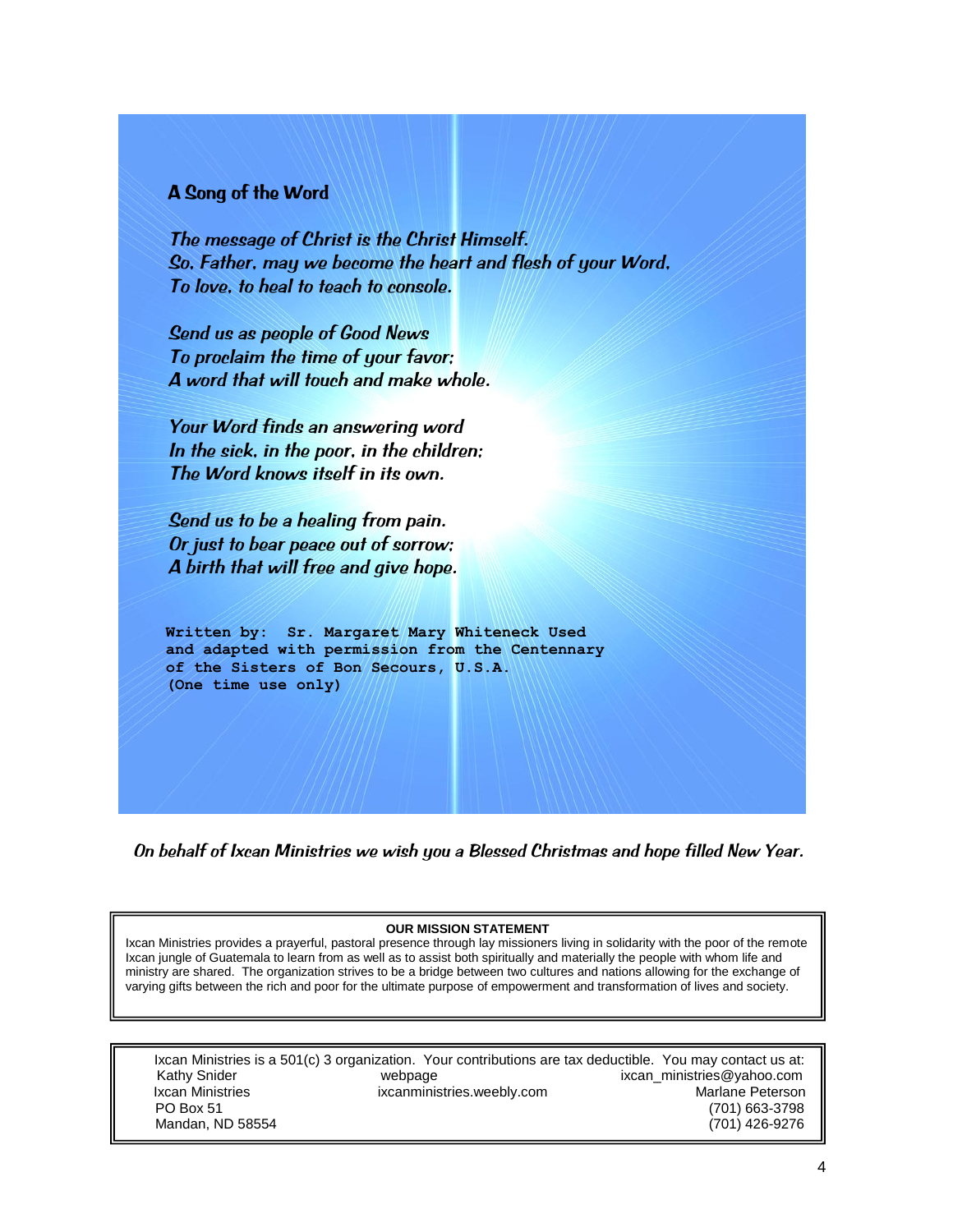## A Song of the Word

*The message of Christ is the Christ Himself.*
*So, Father, may we become the heart and flesh of your Word,*
*To love, to heal to teach to console.*

*Send us as people of Good News*
*To proclaim the time of your favor;*
*A word that will touch and make whole.*

*Your Word finds an answering word*
*In the sick, in the poor, in the children;*
*The Word knows itself in its own.*

*Send us to be a healing from pain.*
*Or just to bear peace out of sorrow;*
*A birth that will free and give hope.*

**Written by: Sr. Margaret Mary Whiteneck Used and adapted with permission from the Centennary of the Sisters of Bon Secours, U.S.A. (One time use only)**

***On behalf of Ixcan Ministries we wish you a Blessed Christmas and hope filled New Year.***

**OUR MISSION STATEMENT**

Ixcan Ministries provides a prayerful, pastoral presence through lay missioners living in solidarity with the poor of the remote Ixcan jungle of Guatemala to learn from as well as to assist both spiritually and materially the people with whom life and ministry are shared. The organization strives to be a bridge between two cultures and nations allowing for the exchange of varying gifts between the rich and poor for the ultimate purpose of empowerment and transformation of lives and society.

Ixcan Ministries is a 501(c) 3 organization. Your contributions are tax deductible. You may contact us at:

Kathy Snider
Ixcan Ministries
PO Box 51
Mandan, ND 58554

webpage
ixcanministries.weebly.com

ixcan_ministries@yahoo.com
Marlane Peterson
(701) 663-3798
(701) 426-9276